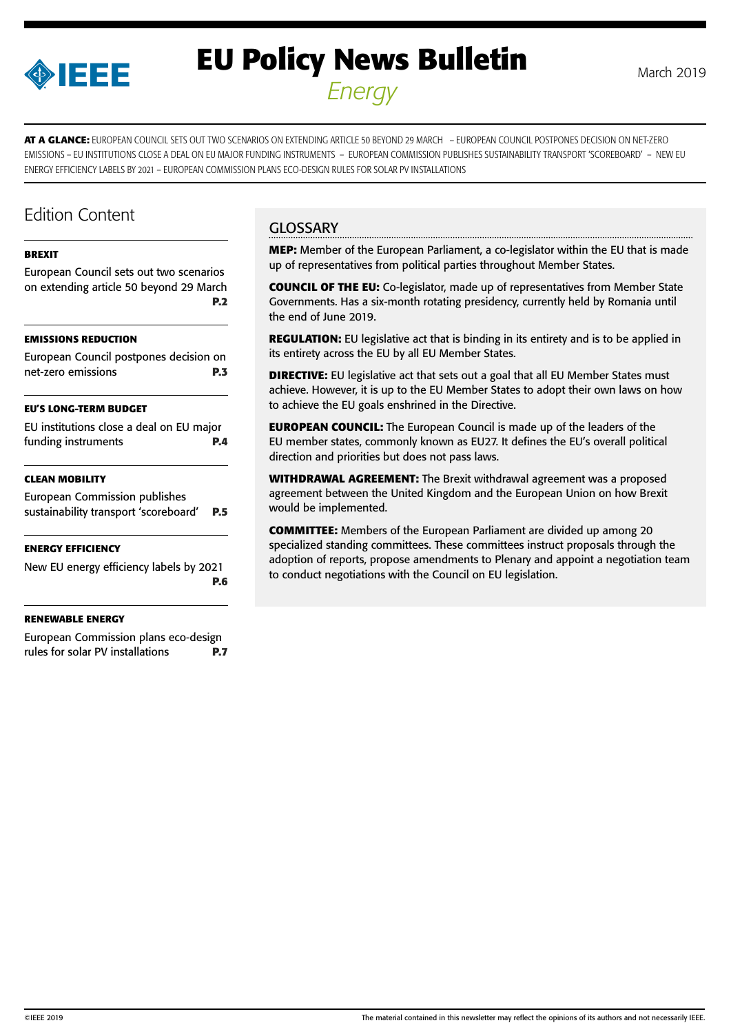# EU Policy News Bulletin

*Energy*

March 2019

**AT A GLANCE:** EUROPEAN COUNCIL SETS OUT TWO SCENARIOS ON EXTENDING ARTICLE 50 BEYOND 29 MARCH – EUROPEAN COUNCIL POSTPONES DECISION ON NET-ZERO EMISSIONS – EU INSTITUTIONS CLOSE A DEAL ON EU MAJOR FUNDING INSTRUMENTS – EUROPEAN COMMISSION PUBLISHES SUSTAINABILITY TRANSPORT 'SCOREBOARD' – NEW EU ENERGY EFFICIENCY LABELS BY 2021 – EUROPEAN COMMISSION PLANS ECO-DESIGN RULES FOR SOLAR PV INSTALLATIONS

## Edition Content

**BREXIT**

European Council sets out two scenarios on extending article 50 beyond 29 March **P.2**

**EMISSIONS REDUCTION**

European Council postpones decision on net-zero emissions **P.3**

**EU'S LONG-TERM BUDGET**

EU institutions close a deal on EU major funding instruments **P.4**

**CLEAN MOBILITY**

European Commission publishes sustainability transport 'scoreboard' **P.5**

**ENERGY EFFICIENCY**

New EU energy efficiency labels by 2021 **P.6**

**RENEWABLE ENERGY**

European Commission plans eco-design rules for solar PV installations **P.7**

## GLOSSARY

**MEP:** Member of the European Parliament, a co-legislator within the EU that is made up of representatives from political parties throughout Member States.

**COUNCIL OF THE EU:** Co-legislator, made up of representatives from Member State Governments. Has a six-month rotating presidency, currently held by Romania until the end of June 2019.

**REGULATION:** EU legislative act that is binding in its entirety and is to be applied in its entirety across the EU by all EU Member States.

**DIRECTIVE:** EU legislative act that sets out a goal that all EU Member States must achieve. However, it is up to the EU Member States to adopt their own laws on how to achieve the EU goals enshrined in the Directive.

**EUROPEAN COUNCIL:** The European Council is made up of the leaders of the EU member states, commonly known as EU27. It defines the EU's overall political direction and priorities but does not pass laws.

**WITHDRAWAL AGREEMENT:** The Brexit withdrawal agreement was a proposed agreement between the United Kingdom and the European Union on how Brexit would be implemented.

**COMMITTEE:** Members of the European Parliament are divided up among 20 specialized standing committees. These committees instruct proposals through the adoption of reports, propose amendments to Plenary and appoint a negotiation team to conduct negotiations with the Council on EU legislation.

©IEEE 2019

The material contained in this newsletter may reflect the opinions of its authors and not necessarily IEEE.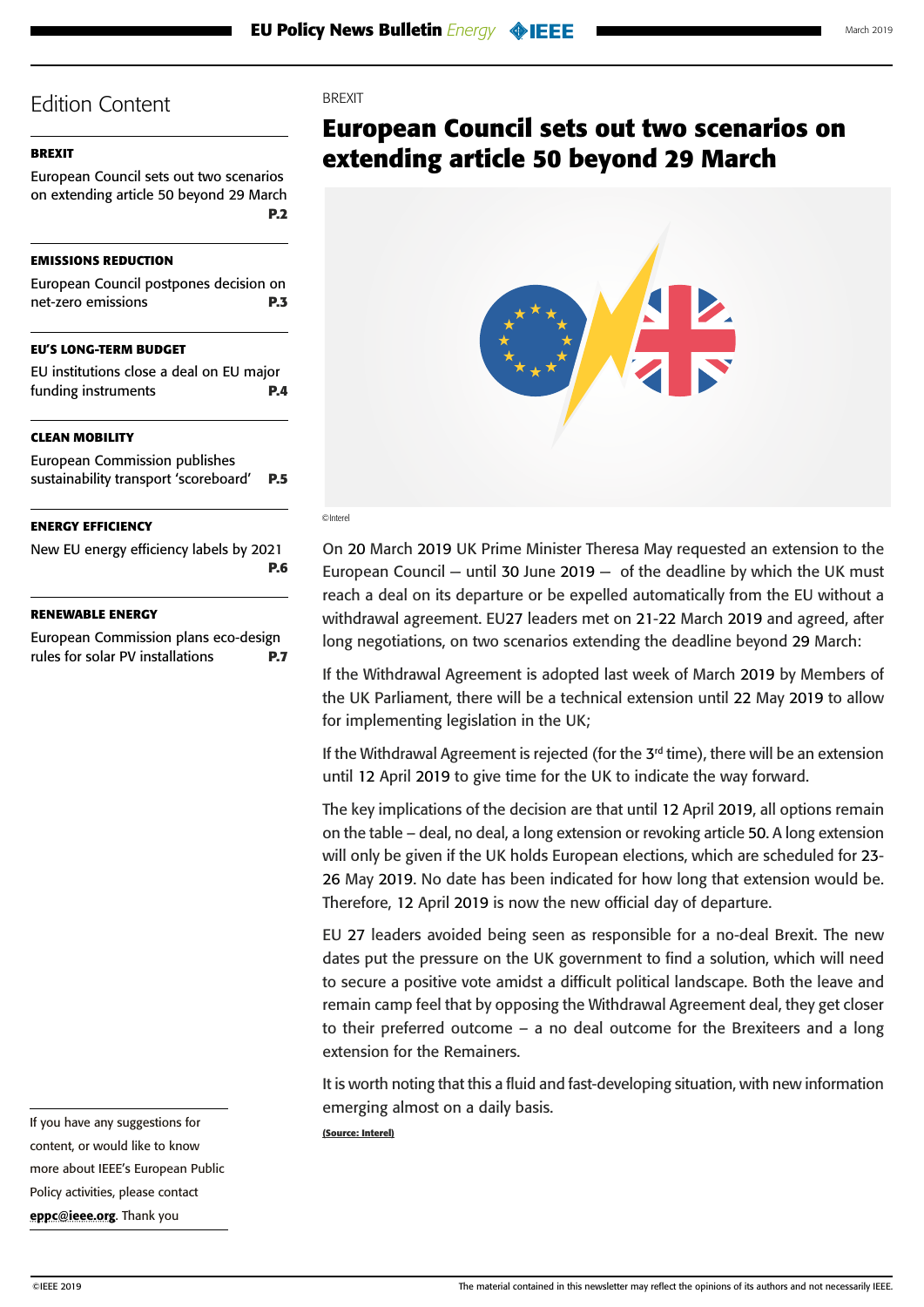## Edition Content

**BREXIT**

European Council sets out two scenarios on extending article 50 beyond 29 March **P.2**

**EMISSIONS REDUCTION**

European Council postpones decision on net-zero emissions **P.3**

**EU'S LONG-TERM BUDGET**

EU institutions close a deal on EU major funding instruments **P.4**

**CLEAN MOBILITY**

European Commission publishes sustainability transport 'scoreboard' **P.5**

**ENERGY EFFICIENCY**

New EU energy efficiency labels by 2021 **P.6**

**RENEWABLE ENERGY**

European Commission plans eco-design rules for solar PV installations **P.7**

If you have any suggestions for content, or would like to know more about IEEE's European Public Policy activities, please contact **eppc@ieee.org**. Thank you

BREXIT

# European Council sets out two scenarios on extending article 50 beyond 29 March

©Interel

On 20 March 2019 UK Prime Minister Theresa May requested an extension to the European Council — until 30 June 2019 — of the deadline by which the UK must reach a deal on its departure or be expelled automatically from the EU without a withdrawal agreement. EU27 leaders met on 21-22 March 2019 and agreed, after long negotiations, on two scenarios extending the deadline beyond 29 March:

If the Withdrawal Agreement is adopted last week of March 2019 by Members of the UK Parliament, there will be a technical extension until 22 May 2019 to allow for implementing legislation in the UK;

If the Withdrawal Agreement is rejected (for the 3rd time), there will be an extension until 12 April 2019 to give time for the UK to indicate the way forward.

The key implications of the decision are that until 12 April 2019, all options remain on the table – deal, no deal, a long extension or revoking article 50. A long extension will only be given if the UK holds European elections, which are scheduled for 23-26 May 2019. No date has been indicated for how long that extension would be. Therefore, 12 April 2019 is now the new official day of departure.

EU 27 leaders avoided being seen as responsible for a no-deal Brexit. The new dates put the pressure on the UK government to find a solution, which will need to secure a positive vote amidst a difficult political landscape. Both the leave and remain camp feel that by opposing the Withdrawal Agreement deal, they get closer to their preferred outcome – a no deal outcome for the Brexiteers and a long extension for the Remainers.

It is worth noting that this a fluid and fast-developing situation, with new information emerging almost on a daily basis.

**(Source: Interel)**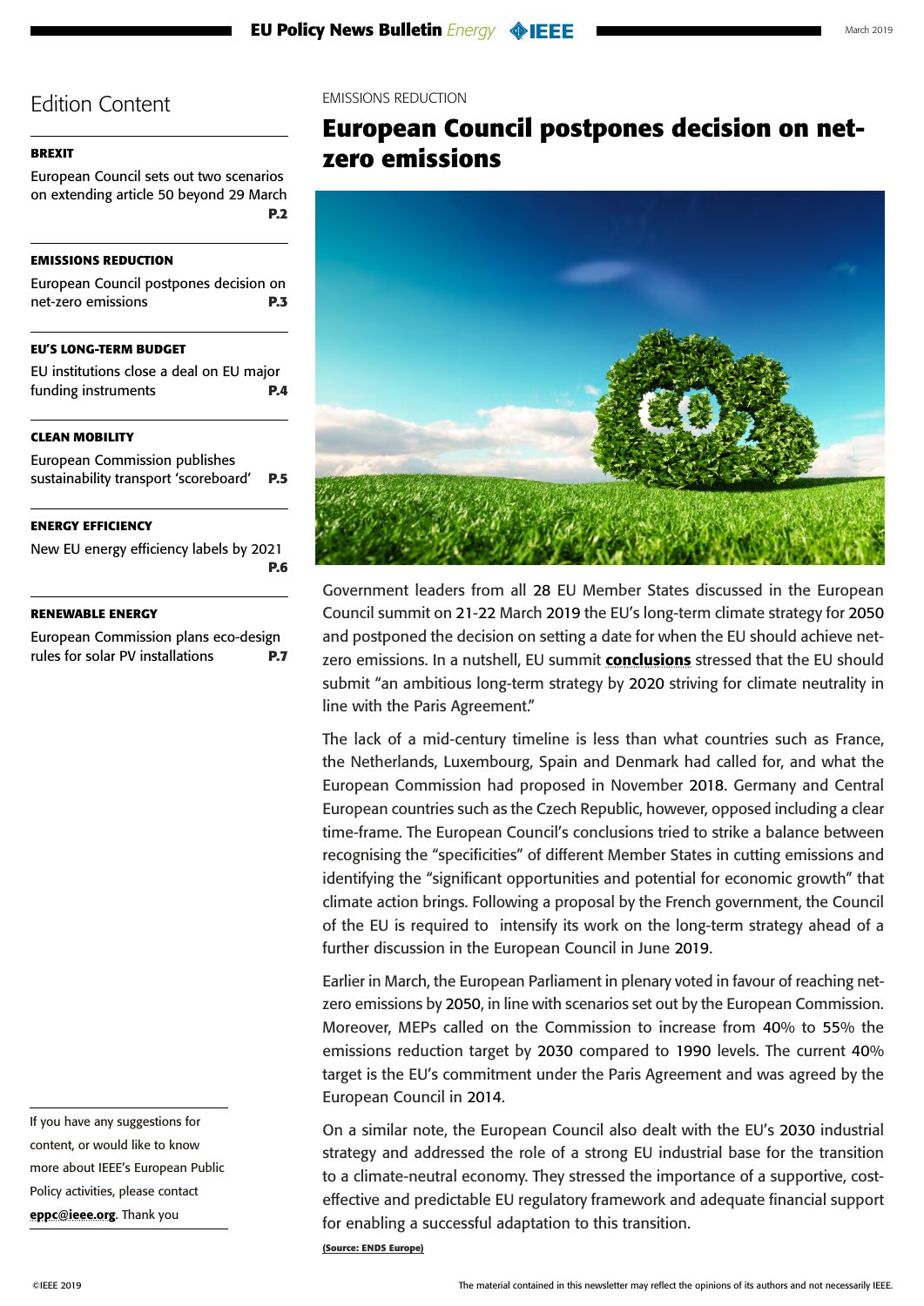## Edition Content

**BREXIT**

European Council sets out two scenarios on extending article 50 beyond 29 March **P.2**

**EMISSIONS REDUCTION**

European Council postpones decision on net-zero emissions **P.3**

**EU'S LONG-TERM BUDGET**

EU institutions close a deal on EU major funding instruments **P.4**

**CLEAN MOBILITY**

European Commission publishes sustainability transport 'scoreboard' **P.5**

**ENERGY EFFICIENCY**

New EU energy efficiency labels by 2021 **P.6**

**RENEWABLE ENERGY**

European Commission plans eco-design rules for solar PV installations **P.7**

If you have any suggestions for content, or would like to know more about IEEE's European Public Policy activities, please contact **eppc@ieee.org**. Thank you

EMISSIONS REDUCTION

# European Council postpones decision on net-zero emissions

Government leaders from all 28 EU Member States discussed in the European Council summit on 21-22 March 2019 the EU's long-term climate strategy for 2050 and postponed the decision on setting a date for when the EU should achieve net-zero emissions. In a nutshell, EU summit **conclusions** stressed that the EU should submit "an ambitious long-term strategy by 2020 striving for climate neutrality in line with the Paris Agreement."

The lack of a mid-century timeline is less than what countries such as France, the Netherlands, Luxembourg, Spain and Denmark had called for, and what the European Commission had proposed in November 2018. Germany and Central European countries such as the Czech Republic, however, opposed including a clear time-frame. The European Council's conclusions tried to strike a balance between recognising the "specificities" of different Member States in cutting emissions and identifying the "significant opportunities and potential for economic growth" that climate action brings. Following a proposal by the French government, the Council of the EU is required to intensify its work on the long-term strategy ahead of a further discussion in the European Council in June 2019.

Earlier in March, the European Parliament in plenary voted in favour of reaching net-zero emissions by 2050, in line with scenarios set out by the European Commission. Moreover, MEPs called on the Commission to increase from 40% to 55% the emissions reduction target by 2030 compared to 1990 levels. The current 40% target is the EU's commitment under the Paris Agreement and was agreed by the European Council in 2014.

On a similar note, the European Council also dealt with the EU's 2030 industrial strategy and addressed the role of a strong EU industrial base for the transition to a climate-neutral economy. They stressed the importance of a supportive, cost-effective and predictable EU regulatory framework and adequate financial support for enabling a successful adaptation to this transition.

**(Source: ENDS Europe)**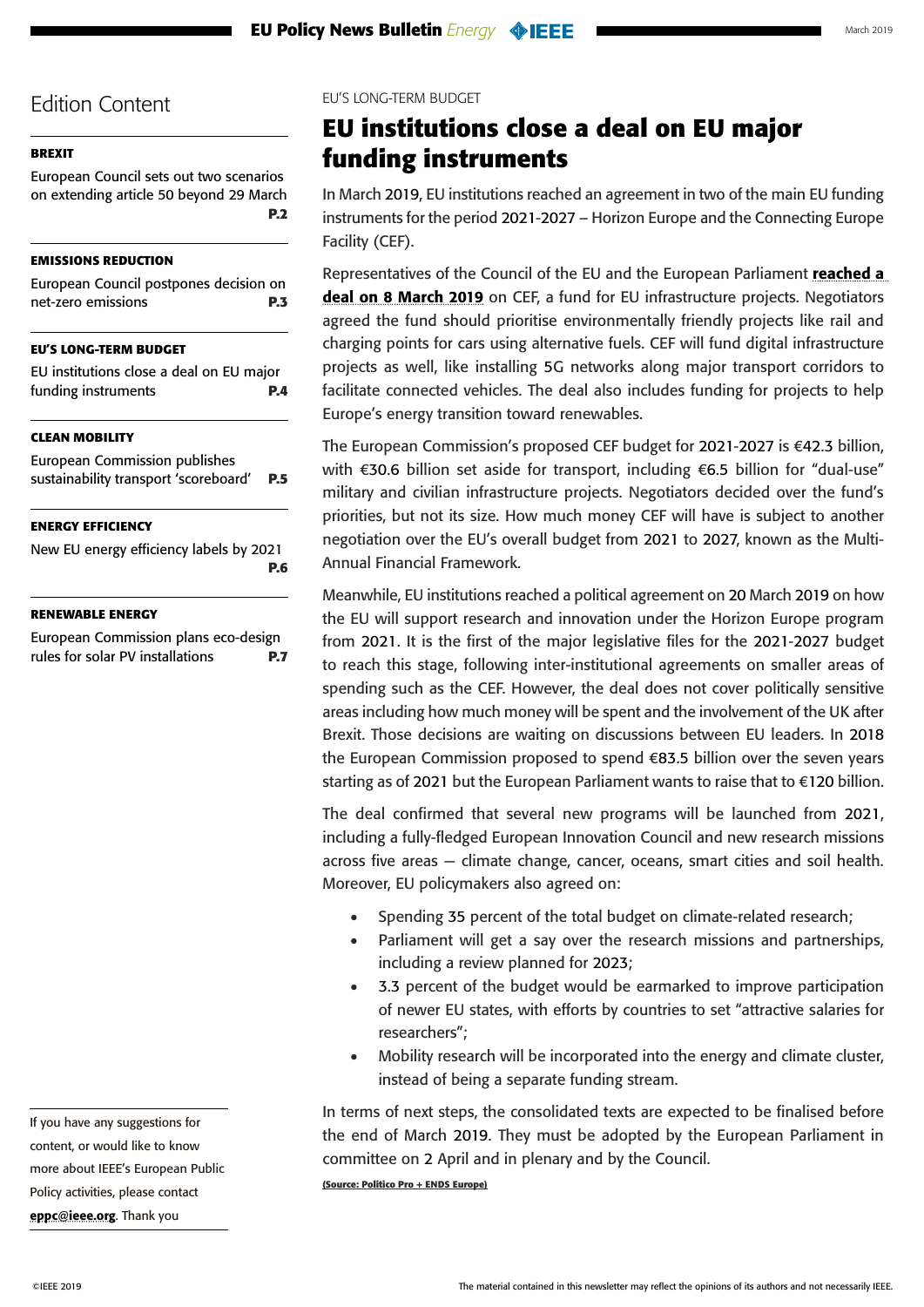## Edition Content

**BREXIT**

European Council sets out two scenarios on extending article 50 beyond 29 March **P.2**

**EMISSIONS REDUCTION**

European Council postpones decision on net-zero emissions **P.3**

**EU'S LONG-TERM BUDGET**

EU institutions close a deal on EU major funding instruments **P.4**

**CLEAN MOBILITY**

European Commission publishes sustainability transport 'scoreboard' **P.5**

**ENERGY EFFICIENCY**

New EU energy efficiency labels by 2021 **P.6**

**RENEWABLE ENERGY**

European Commission plans eco-design rules for solar PV installations **P.7**

EU'S LONG-TERM BUDGET

# EU institutions close a deal on EU major funding instruments

In March 2019, EU institutions reached an agreement in two of the main EU funding instruments for the period 2021-2027 – Horizon Europe and the Connecting Europe Facility (CEF).

Representatives of the Council of the EU and the European Parliament **reached a deal on 8 March 2019** on CEF, a fund for EU infrastructure projects. Negotiators agreed the fund should prioritise environmentally friendly projects like rail and charging points for cars using alternative fuels. CEF will fund digital infrastructure projects as well, like installing 5G networks along major transport corridors to facilitate connected vehicles. The deal also includes funding for projects to help Europe's energy transition toward renewables.

The European Commission's proposed CEF budget for 2021-2027 is €42.3 billion, with €30.6 billion set aside for transport, including €6.5 billion for "dual-use" military and civilian infrastructure projects. Negotiators decided over the fund's priorities, but not its size. How much money CEF will have is subject to another negotiation over the EU's overall budget from 2021 to 2027, known as the Multi-Annual Financial Framework.

Meanwhile, EU institutions reached a political agreement on 20 March 2019 on how the EU will support research and innovation under the Horizon Europe program from 2021. It is the first of the major legislative files for the 2021-2027 budget to reach this stage, following inter-institutional agreements on smaller areas of spending such as the CEF. However, the deal does not cover politically sensitive areas including how much money will be spent and the involvement of the UK after Brexit. Those decisions are waiting on discussions between EU leaders. In 2018 the European Commission proposed to spend €83.5 billion over the seven years starting as of 2021 but the European Parliament wants to raise that to €120 billion.

The deal confirmed that several new programs will be launched from 2021, including a fully-fledged European Innovation Council and new research missions across five areas — climate change, cancer, oceans, smart cities and soil health. Moreover, EU policymakers also agreed on:

- Spending 35 percent of the total budget on climate-related research;
- Parliament will get a say over the research missions and partnerships, including a review planned for 2023;
- 3.3 percent of the budget would be earmarked to improve participation of newer EU states, with efforts by countries to set "attractive salaries for researchers";
- Mobility research will be incorporated into the energy and climate cluster, instead of being a separate funding stream.

In terms of next steps, the consolidated texts are expected to be finalised before the end of March 2019. They must be adopted by the European Parliament in committee on 2 April and in plenary and by the Council.

**(Source: Politico Pro + ENDS Europe)**

If you have any suggestions for content, or would like to know more about IEEE's European Public Policy activities, please contact **eppc@ieee.org**. Thank you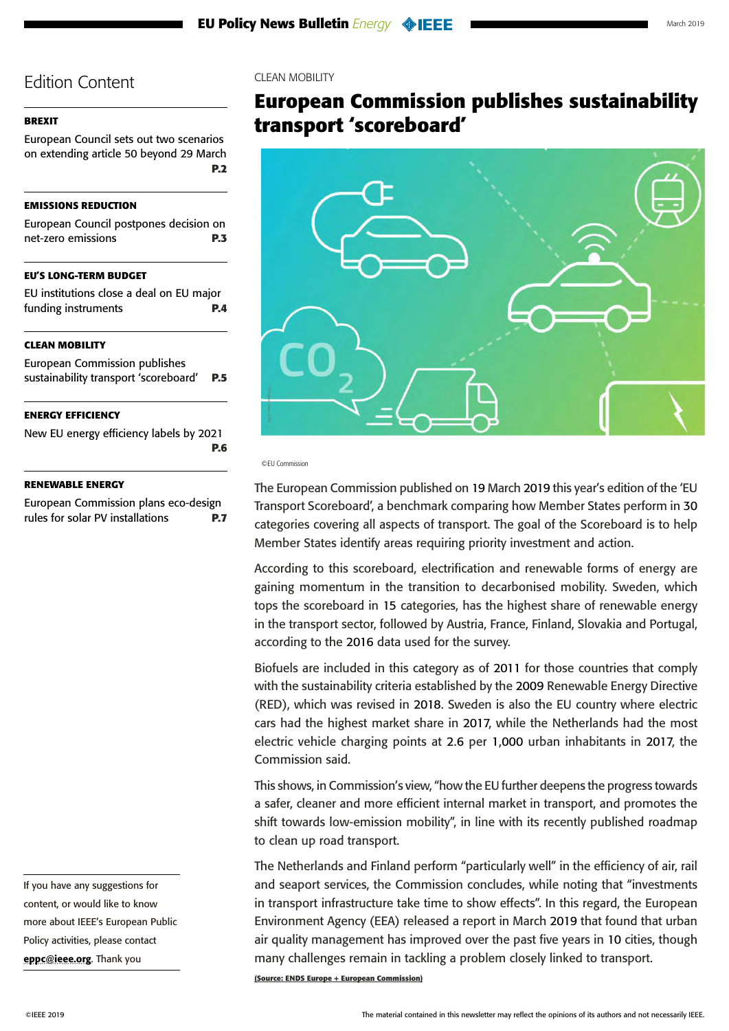## Edition Content

**BREXIT**

European Council sets out two scenarios on extending article 50 beyond 29 March **P.2**

**EMISSIONS REDUCTION**

European Council postpones decision on net-zero emissions **P.3**

**EU'S LONG-TERM BUDGET**

EU institutions close a deal on EU major funding instruments **P.4**

**CLEAN MOBILITY**

European Commission publishes sustainability transport 'scoreboard' **P.5**

**ENERGY EFFICIENCY**

New EU energy efficiency labels by 2021 **P.6**

**RENEWABLE ENERGY**

European Commission plans eco-design rules for solar PV installations **P.7**

If you have any suggestions for content, or would like to know more about IEEE's European Public Policy activities, please contact **eppc@ieee.org**. Thank you

CLEAN MOBILITY

# European Commission publishes sustainability transport 'scoreboard'

©EU Commission

The European Commission published on 19 March 2019 this year's edition of the 'EU Transport Scoreboard', a benchmark comparing how Member States perform in 30 categories covering all aspects of transport. The goal of the Scoreboard is to help Member States identify areas requiring priority investment and action.

According to this scoreboard, electrification and renewable forms of energy are gaining momentum in the transition to decarbonised mobility. Sweden, which tops the scoreboard in 15 categories, has the highest share of renewable energy in the transport sector, followed by Austria, France, Finland, Slovakia and Portugal, according to the 2016 data used for the survey.

Biofuels are included in this category as of 2011 for those countries that comply with the sustainability criteria established by the 2009 Renewable Energy Directive (RED), which was revised in 2018. Sweden is also the EU country where electric cars had the highest market share in 2017, while the Netherlands had the most electric vehicle charging points at 2.6 per 1,000 urban inhabitants in 2017, the Commission said.

This shows, in Commission's view, "how the EU further deepens the progress towards a safer, cleaner and more efficient internal market in transport, and promotes the shift towards low-emission mobility", in line with its recently published roadmap to clean up road transport.

The Netherlands and Finland perform "particularly well" in the efficiency of air, rail and seaport services, the Commission concludes, while noting that "investments in transport infrastructure take time to show effects". In this regard, the European Environment Agency (EEA) released a report in March 2019 that found that urban air quality management has improved over the past five years in 10 cities, though many challenges remain in tackling a problem closely linked to transport.

**(Source: ENDS Europe + European Commission)**

The material contained in this newsletter may reflect the opinions of its authors and not necessarily IEEE.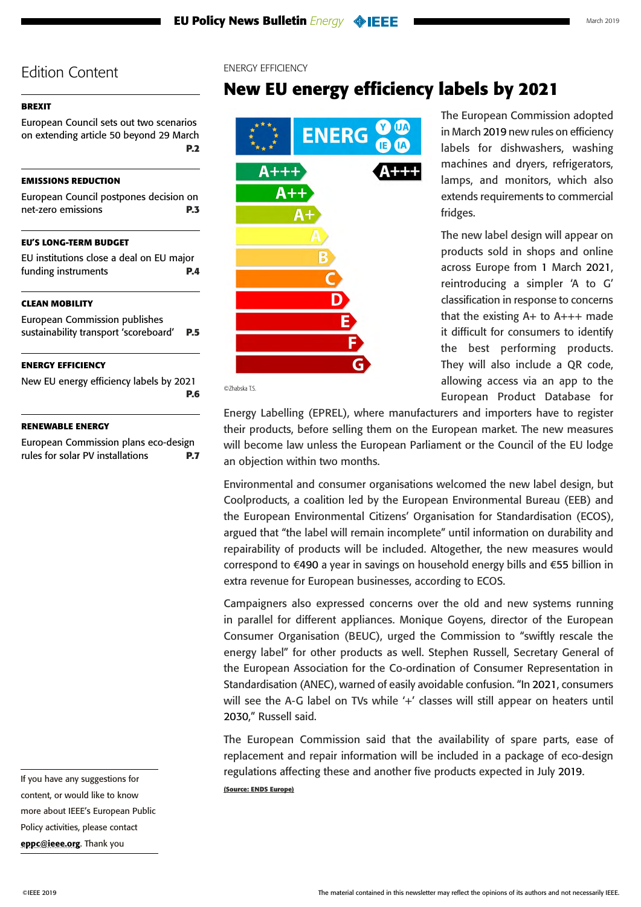## Edition Content

**BREXIT**

European Council sets out two scenarios on extending article 50 beyond 29 March **P.2**

**EMISSIONS REDUCTION**

European Council postpones decision on net-zero emissions **P.3**

**EU'S LONG-TERM BUDGET**

EU institutions close a deal on EU major funding instruments **P.4**

**CLEAN MOBILITY**

European Commission publishes sustainability transport 'scoreboard' **P.5**

**ENERGY EFFICIENCY**

New EU energy efficiency labels by 2021 **P.6**

**RENEWABLE ENERGY**

European Commission plans eco-design rules for solar PV installations **P.7**

If you have any suggestions for content, or would like to know more about IEEE's European Public Policy activities, please contact **eppc@ieee.org**. Thank you

ENERGY EFFICIENCY

# New EU energy efficiency labels by 2021

©Zhabska T.S.

The European Commission adopted in March 2019 new rules on efficiency labels for dishwashers, washing machines and dryers, refrigerators, lamps, and monitors, which also extends requirements to commercial fridges.

The new label design will appear on products sold in shops and online across Europe from 1 March 2021, reintroducing a simpler 'A to G' classification in response to concerns that the existing A+ to A+++ made it difficult for consumers to identify the best performing products. They will also include a QR code, allowing access via an app to the European Product Database for Energy Labelling (EPREL), where manufacturers and importers have to register their products, before selling them on the European market. The new measures will become law unless the European Parliament or the Council of the EU lodge an objection within two months.

Environmental and consumer organisations welcomed the new label design, but Coolproducts, a coalition led by the European Environmental Bureau (EEB) and the European Environmental Citizens' Organisation for Standardisation (ECOS), argued that "the label will remain incomplete" until information on durability and repairability of products will be included. Altogether, the new measures would correspond to €490 a year in savings on household energy bills and €55 billion in extra revenue for European businesses, according to ECOS.

Campaigners also expressed concerns over the old and new systems running in parallel for different appliances. Monique Goyens, director of the European Consumer Organisation (BEUC), urged the Commission to "swiftly rescale the energy label" for other products as well. Stephen Russell, Secretary General of the European Association for the Co-ordination of Consumer Representation in Standardisation (ANEC), warned of easily avoidable confusion. "In 2021, consumers will see the A-G label on TVs while '+' classes will still appear on heaters until 2030," Russell said.

The European Commission said that the availability of spare parts, ease of replacement and repair information will be included in a package of eco-design regulations affecting these and another five products expected in July 2019.

**(Source: ENDS Europe)**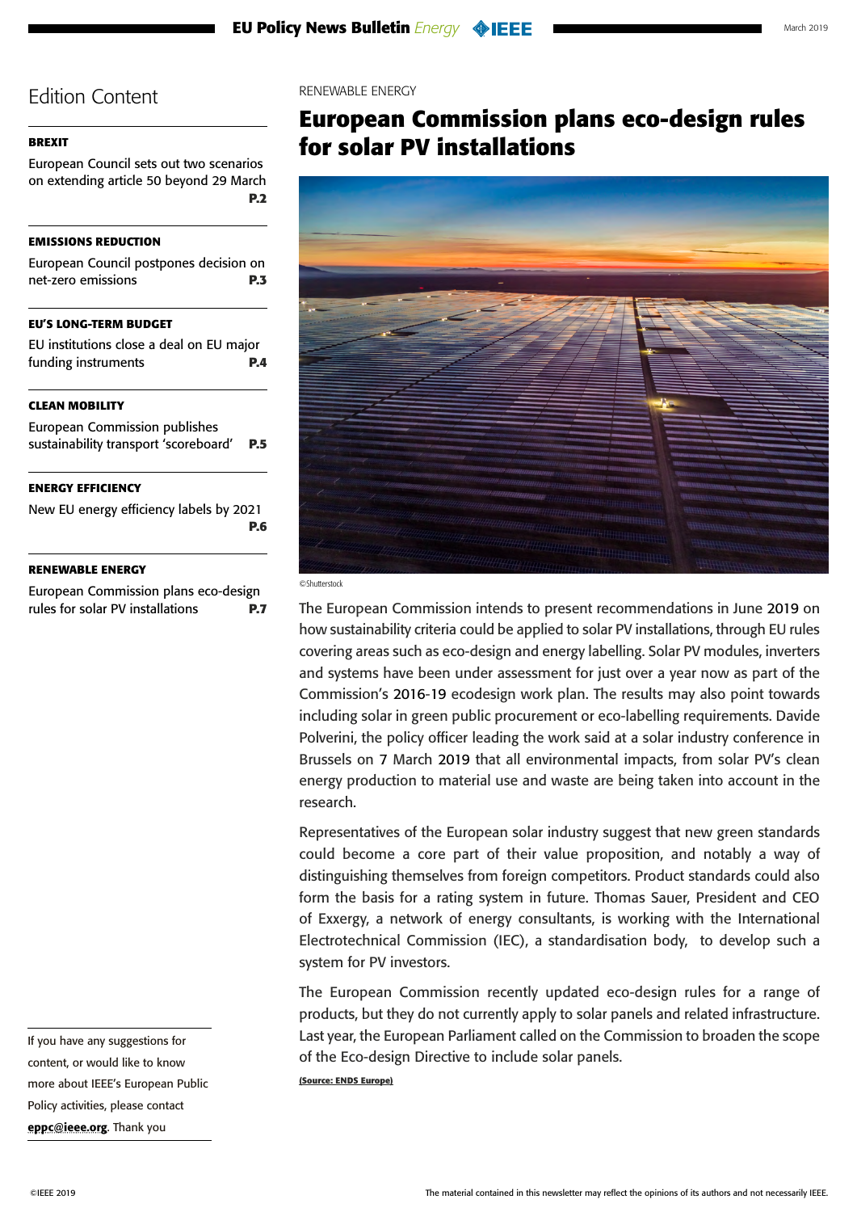# Edition Content

**BREXIT**

European Council sets out two scenarios on extending article 50 beyond 29 March **P.2**

**EMISSIONS REDUCTION**

European Council postpones decision on net-zero emissions **P.3**

**EU'S LONG-TERM BUDGET**

EU institutions close a deal on EU major funding instruments **P.4**

**CLEAN MOBILITY**

European Commission publishes sustainability transport 'scoreboard' **P.5**

**ENERGY EFFICIENCY**

New EU energy efficiency labels by 2021 **P.6**

**RENEWABLE ENERGY**

European Commission plans eco-design rules for solar PV installations **P.7**

If you have any suggestions for content, or would like to know more about IEEE's European Public Policy activities, please contact **eppc@ieee.org**. Thank you

RENEWABLE ENERGY

## European Commission plans eco-design rules for solar PV installations

©Shutterstock

The European Commission intends to present recommendations in June 2019 on how sustainability criteria could be applied to solar PV installations, through EU rules covering areas such as eco-design and energy labelling. Solar PV modules, inverters and systems have been under assessment for just over a year now as part of the Commission's 2016-19 ecodesign work plan. The results may also point towards including solar in green public procurement or eco-labelling requirements. Davide Polverini, the policy officer leading the work said at a solar industry conference in Brussels on 7 March 2019 that all environmental impacts, from solar PV's clean energy production to material use and waste are being taken into account in the research.

Representatives of the European solar industry suggest that new green standards could become a core part of their value proposition, and notably a way of distinguishing themselves from foreign competitors. Product standards could also form the basis for a rating system in future. Thomas Sauer, President and CEO of Exxergy, a network of energy consultants, is working with the International Electrotechnical Commission (IEC), a standardisation body, to develop such a system for PV investors.

The European Commission recently updated eco-design rules for a range of products, but they do not currently apply to solar panels and related infrastructure. Last year, the European Parliament called on the Commission to broaden the scope of the Eco-design Directive to include solar panels.

**(Source: ENDS Europe)**

©IEEE 2019

The material contained in this newsletter may reflect the opinions of its authors and not necessarily IEEE.